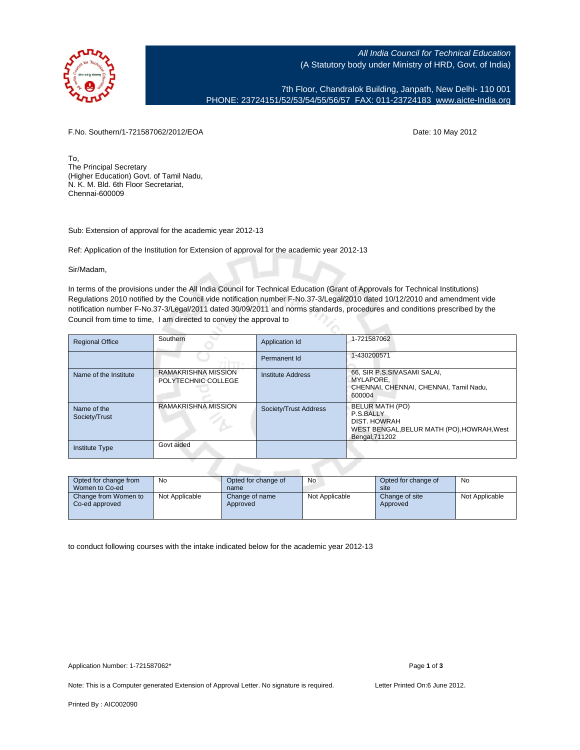All India Council for Technical Education
(A Statutory body under Ministry of HRD, Govt. of India)

7th Floor, Chandralok Building, Janpath, New Delhi- 110 001
PHONE: 23724151/52/53/54/55/56/57 FAX: 011-23724183 www.aicte-India.org

F.No. Southern/1-721587062/2012/EOA

Date: 10 May 2012

To,
The Principal Secretary
(Higher Education) Govt. of Tamil Nadu,
N. K. M. Bld. 6th Floor Secretariat,
Chennai-600009

Sub: Extension of approval for the academic year 2012-13

Ref: Application of the Institution for Extension of approval for the academic year 2012-13

Sir/Madam,

In terms of the provisions under the All India Council for Technical Education (Grant of Approvals for Technical Institutions) Regulations 2010 notified by the Council vide notification number F-No.37-3/Legal/2010 dated 10/12/2010 and amendment vide notification number F-No.37-3/Legal/2011 dated 30/09/2011 and norms standards, procedures and conditions prescribed by the Council from time to time, I am directed to convey the approval to

| | | | |
|---|---|---|---|
| Regional Office | Southern | Application Id | 1-721587062 |
| | | Permanent Id | 1-430200571 |
| Name of the Institute | RAMAKRISHNA MISSION POLYTECHNIC COLLEGE | Institute Address | 66, SIR P.S.SIVASAMI SALAI, MYLAPORE, CHENNAI, CHENNAI, CHENNAI, Tamil Nadu, 600004 |
| Name of the Society/Trust | RAMAKRISHNA MISSION | Society/Trust Address | BELUR MATH (PO) P.S.BALLY DIST. HOWRAH WEST BENGAL,BELUR MATH (PO),HOWRAH,West Bengal,711202 |
| Institute Type | Govt aided | | |

| | | | | | |
|---|---|---|---|---|---|
| Opted for change from Women to Co-ed | No | Opted for change of name | No | Opted for change of site | No |
| Change from Women to Co-ed approved | Not Applicable | Change of name Approved | Not Applicable | Change of site Approved | Not Applicable |

to conduct following courses with the intake indicated below for the academic year 2012-13

Application Number: 1-721587062*

Note: This is a Computer generated Extension of Approval Letter. No signature is required.

Letter Printed On:6 June 2012.

Printed By : AIC002090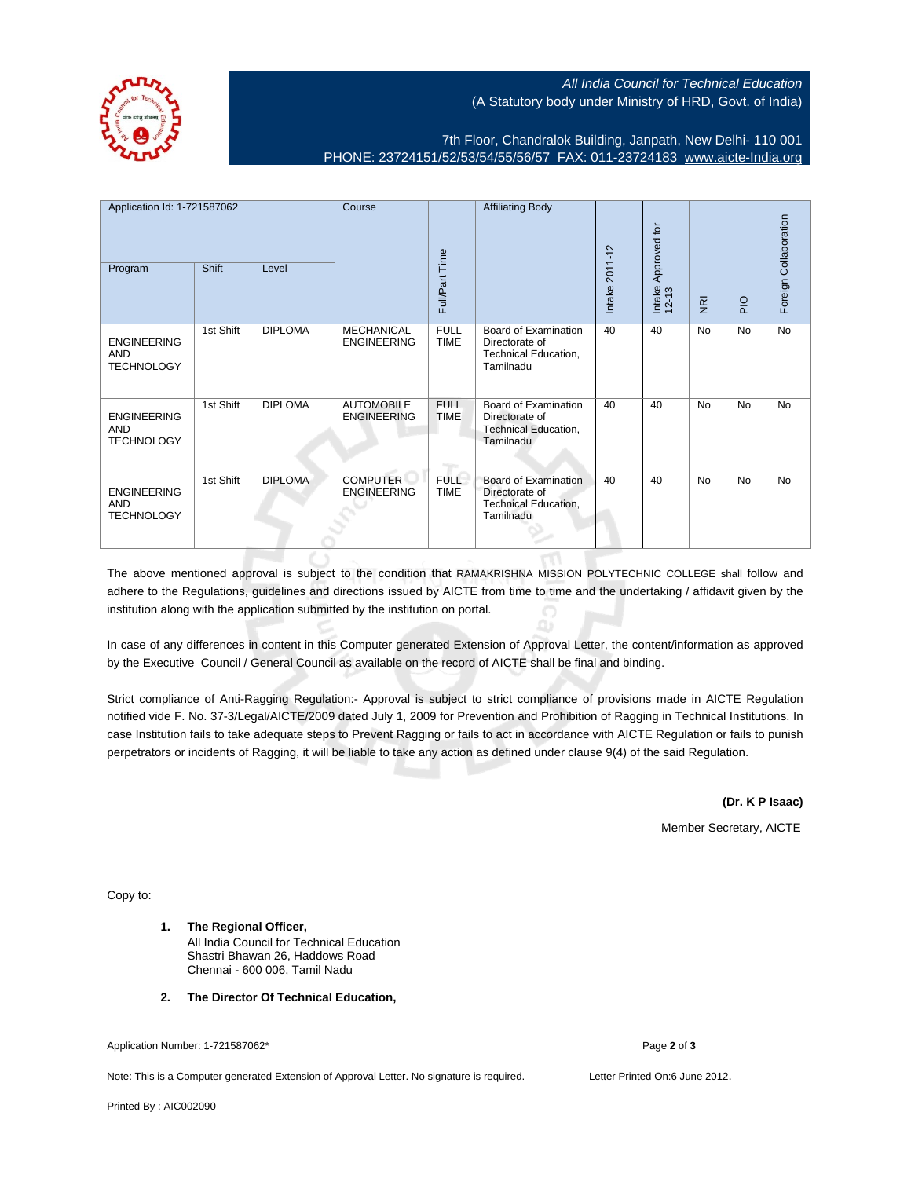All India Council for Technical Education
(A Statutory body under Ministry of HRD, Govt. of India)

7th Floor, Chandralok Building, Janpath, New Delhi- 110 001
PHONE: 23724151/52/53/54/55/56/57 FAX: 011-23724183 www.aicte-India.org

| Application Id: 1-721587062 | | | Course | Full/Part Time | Affiliating Body | Intake 2011-12 | Intake Approved for 12-13 | NRI | PIO | Foreign Collaboration |
|---|---|---|---|---|---|---|---|---|---|---|
| Program | Shift | Level | | | | | | | | |
| ENGINEERING AND TECHNOLOGY | 1st Shift | DIPLOMA | MECHANICAL ENGINEERING | FULL TIME | Board of Examination Directorate of Technical Education, Tamilnadu | 40 | 40 | No | No | No |
| ENGINEERING AND TECHNOLOGY | 1st Shift | DIPLOMA | AUTOMOBILE ENGINEERING | FULL TIME | Board of Examination Directorate of Technical Education, Tamilnadu | 40 | 40 | No | No | No |
| ENGINEERING AND TECHNOLOGY | 1st Shift | DIPLOMA | COMPUTER ENGINEERING | FULL TIME | Board of Examination Directorate of Technical Education, Tamilnadu | 40 | 40 | No | No | No |

The above mentioned approval is subject to the condition that RAMAKRISHNA MISSION POLYTECHNIC COLLEGE shall follow and adhere to the Regulations, guidelines and directions issued by AICTE from time to time and the undertaking / affidavit given by the institution along with the application submitted by the institution on portal.

In case of any differences in content in this Computer generated Extension of Approval Letter, the content/information as approved by the Executive Council / General Council as available on the record of AICTE shall be final and binding.

Strict compliance of Anti-Ragging Regulation:- Approval is subject to strict compliance of provisions made in AICTE Regulation notified vide F. No. 37-3/Legal/AICTE/2009 dated July 1, 2009 for Prevention and Prohibition of Ragging in Technical Institutions. In case Institution fails to take adequate steps to Prevent Ragging or fails to act in accordance with AICTE Regulation or fails to punish perpetrators or incidents of Ragging, it will be liable to take any action as defined under clause 9(4) of the said Regulation.

**(Dr. K P Isaac)**

Member Secretary, AICTE

Copy to:

1. **The Regional Officer,**
   All India Council for Technical Education
   Shastri Bhawan 26, Haddows Road
   Chennai - 600 006, Tamil Nadu

2. **The Director Of Technical Education,**

Application Number: 1-721587062*

Note: This is a Computer generated Extension of Approval Letter. No signature is required. Letter Printed On:6 June 2012.

Printed By : AIC002090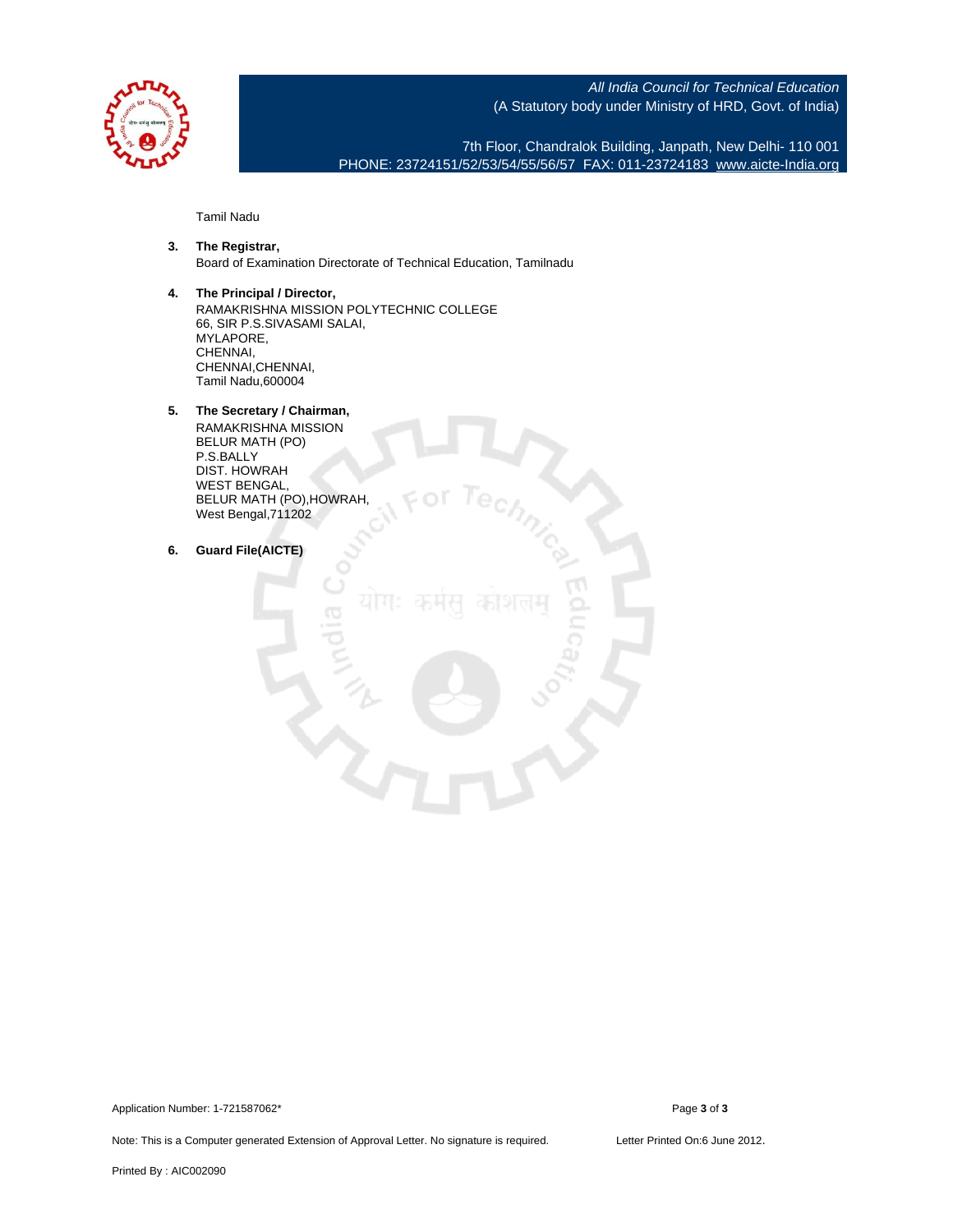Tamil Nadu

3. **The Registrar,**
   Board of Examination Directorate of Technical Education, Tamilnadu

4. **The Principal / Director,**
   RAMAKRISHNA MISSION POLYTECHNIC COLLEGE
   66, SIR P.S.SIVASAMI SALAI,
   MYLAPORE,
   CHENNAI,
   CHENNAI,CHENNAI,
   Tamil Nadu,600004

5. **The Secretary / Chairman,**
   RAMAKRISHNA MISSION
   BELUR MATH (PO)
   P.S.BALLY
   DIST. HOWRAH
   WEST BENGAL,
   BELUR MATH (PO),HOWRAH,
   West Bengal,711202

6. **Guard File(AICTE)**

Application Number: 1-721587062*

Note: This is a Computer generated Extension of Approval Letter. No signature is required.

Letter Printed On:6 June 2012.

Printed By : AIC002090